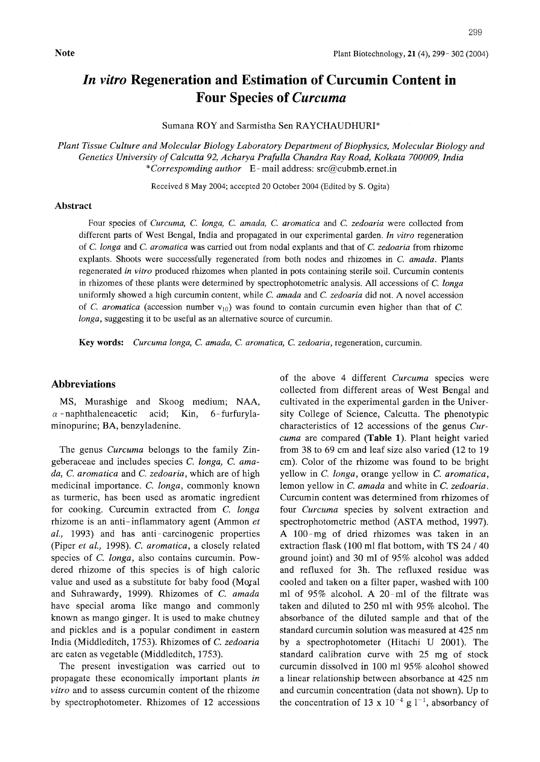**Note**

# *In vitro* Regeneration and Estimation of Curcumin Content in Four Species of *Curcuma*

Sumana ROY and Sarmistha Sen RAYCHAUDHURI*

*Plant Tissue Culture and Molecular Biology Laboratory Department of Biophysics, Molecular Biology and Genetics University of Calcutta 92, Acharya Prafulla Chandra Ray Road, Kolkata 700009, India*
**Correspomding author* E-mail address: src@cubmb.ernet.in

Received 8 May 2004; accepted 20 October 2004 (Edited by S. Ogita)

## Abstract

Four species of *Curcuma, C. longa, C. amada, C. aromatica* and *C. zedoaria* were collected from different parts of West Bengal, India and propagated in our experimental garden. *In vitro* regeneration of *C. longa* and *C. aromatica* was carried out from nodal explants and that of *C. zedoaria* from rhizome explants. Shoots were successfully regenerated from both nodes and rhizomes in *C. amada*. Plants regenerated *in vitro* produced rhizomes when planted in pots containing sterile soil. Curcumin contents in rhizomes of these plants were determined by spectrophotometric analysis. All accessions of *C. longa* uniformly showed a high curcumin content, while *C. amada* and *C. zedoaria* did not. A novel accession of *C. aromatica* (accession number $v_{10}$) was found to contain curcumin even higher than that of *C. longa*, suggesting it to be useful as an alternative source of curcumin.

**Key words:** *Curcuma longa, C. amada, C. aromatica, C. zedoaria*, regeneration, curcumin.

## Abbreviations

MS, Murashige and Skoog medium; NAA, $\alpha$-naphthaleneacetic acid; Kin, 6-furfurylaminopurine; BA, benzyladenine.

The genus *Curcuma* belongs to the family Zingeberaceae and includes species *C. longa, C. amada, C. aromatica* and *C. zedoaria*, which are of high medicinal importance. *C. longa*, commonly known as turmeric, has been used as aromatic ingredient for cooking. Curcumin extracted from *C. longa* rhizome is an anti-inflammatory agent (Ammon *et al.,* 1993) and has anti-carcinogenic properties (Piper *et al.,* 1998). *C. aromatica*, a closely related species of *C. longa*, also contains curcumin. Powdered rhizome of this species is of high caloric value and used as a substitute for baby food (Moḷal and Suhrawardy, 1999). Rhizomes of *C. amada* have special aroma like mango and commonly known as mango ginger. It is used to make chutney and pickles and is a popular condiment in eastern India (Middleditch, 1753). Rhizomes of *C. zedoaria* are eaten as vegetable (Middleditch, 1753).

The present investigation was carried out to propagate these economically important plants *in vitro* and to assess curcumin content of the rhizome by spectrophotometer. Rhizomes of 12 accessions of the above 4 different *Curcuma* species were collected from different areas of West Bengal and cultivated in the experimental garden in the University College of Science, Calcutta. The phenotypic characteristics of 12 accessions of the genus *Curcuma* are compared **(Table 1)**. Plant height varied from 38 to 69 cm and leaf size also varied (12 to 19 cm). Color of the rhizome was found to be bright yellow in *C. longa*, orange yellow in *C. aromatica*, lemon yellow in *C. amada* and white in *C. zedoaria*. Curcumin content was determined from rhizomes of four *Curcuma* species by solvent extraction and spectrophotometric method (ASTA method, 1997). A 100-mg of dried rhizomes was taken in an extraction flask (100 ml flat bottom, with TS 24 / 40 ground joint) and 30 ml of 95% alcohol was added and refluxed for 3h. The refluxed residue was cooled and taken on a filter paper, washed with 100 ml of 95% alcohol. A 20-ml of the filtrate was taken and diluted to 250 ml with 95% alcohol. The absorbance of the diluted sample and that of the standard curcumin solution was measured at 425 nm by a spectrophotometer (Hitachi U 2001). The standard calibration curve with 25 mg of stock curcumin dissolved in 100 ml 95% alcohol showed a linear relationship between absorbance at 425 nm and curcumin concentration (data not shown). Up to the concentration of $13 \times 10^{-4}$ g $l^{-1}$, absorbancy of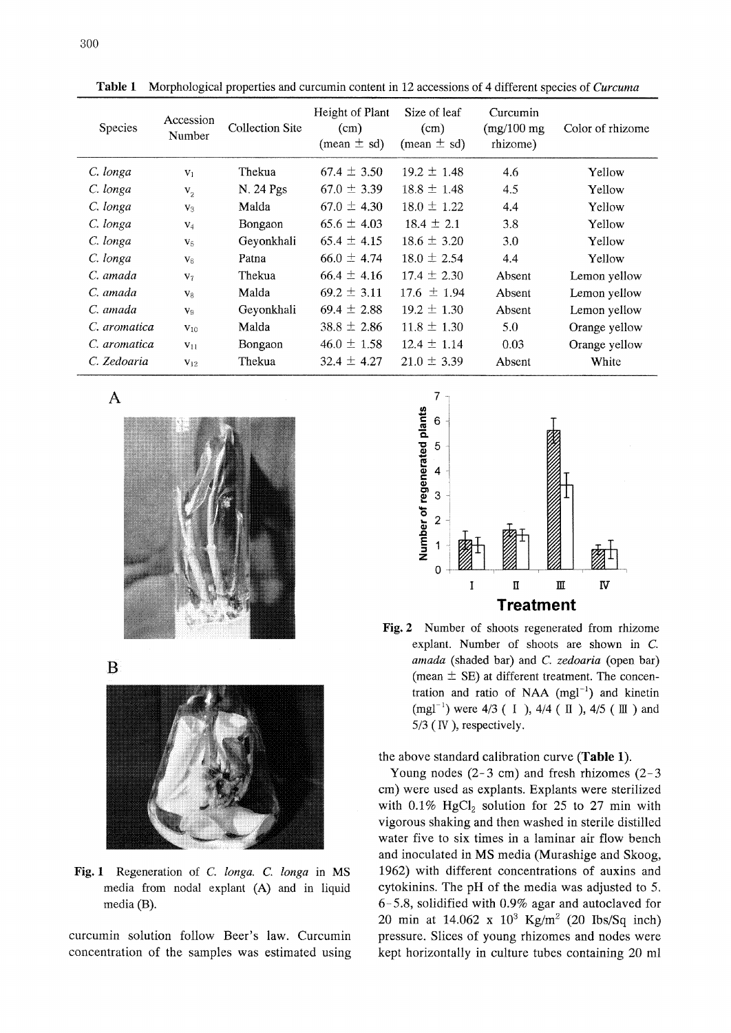**Table 1** Morphological properties and curcumin content in 12 accessions of 4 different species of *Curcuma*

| Species | Accession Number | Collection Site | Height of Plant (cm) (mean ± sd) | Size of leaf (cm) (mean ± sd) | Curcumin (mg/100 mg rhizome) | Color of rhizome |
|---|---|---|---|---|---|---|
| *C. longa* | $V_1$ | Thekua | 67.4 ± 3.50 | 19.2 ± 1.48 | 4.6 | Yellow |
| *C. longa* | $V_2$ | N. 24 Pgs | 67.0 ± 3.39 | 18.8 ± 1.48 | 4.5 | Yellow |
| *C. longa* | $V_3$ | Malda | 67.0 ± 4.30 | 18.0 ± 1.22 | 4.4 | Yellow |
| *C. longa* | $V_4$ | Bongaon | 65.6 ± 4.03 | 18.4 ± 2.1 | 3.8 | Yellow |
| *C. longa* | $V_5$ | Geyonkhali | 65.4 ± 4.15 | 18.6 ± 3.20 | 3.0 | Yellow |
| *C. longa* | $V_6$ | Patna | 66.0 ± 4.74 | 18.0 ± 2.54 | 4.4 | Yellow |
| *C. amada* | $V_7$ | Thekua | 66.4 ± 4.16 | 17.4 ± 2.30 | Absent | Lemon yellow |
| *C. amada* | $V_8$ | Malda | 69.2 ± 3.11 | 17.6 ± 1.94 | Absent | Lemon yellow |
| *C. amada* | $V_9$ | Geyonkhali | 69.4 ± 2.88 | 19.2 ± 1.30 | Absent | Lemon yellow |
| *C. aromatica* | $V_{10}$ | Malda | 38.8 ± 2.86 | 11.8 ± 1.30 | 5.0 | Orange yellow |
| *C. aromatica* | $V_{11}$ | Bongaon | 46.0 ± 1.58 | 12.4 ± 1.14 | 0.03 | Orange yellow |
| *C. Zedoaria* | $V_{12}$ | Thekua | 32.4 ± 4.27 | 21.0 ± 3.39 | Absent | White |

**Fig. 1** Regeneration of *C. longa*. *C. longa* in MS media from nodal explant (A) and in liquid media (B).

**Fig. 2** Number of shoots regenerated from rhizome explant. Number of shoots are shown in *C. amada* (shaded bar) and *C. zedoaria* (open bar) (mean ± SE) at different treatment. The concentration and ratio of NAA ($mgl^{-1}$) and kinetin ($mgl^{-1}$) were 4/3 ( I ), 4/4 ( II ), 4/5 ( III ) and 5/3 ( IV ), respectively.

curcumin solution follow Beer's law. Curcumin concentration of the samples was estimated using the above standard calibration curve (**Table 1**).

Young nodes (2-3 cm) and fresh rhizomes (2-3 cm) were used as explants. Explants were sterilized with 0.1% $HgCl_2$ solution for 25 to 27 min with vigorous shaking and then washed in sterile distilled water five to six times in a laminar air flow bench and inoculated in MS media (Murashige and Skoog, 1962) with different concentrations of auxins and cytokinins. The pH of the media was adjusted to 5.6-5.8, solidified with 0.9% agar and autoclaved for 20 min at $14.062 \times 10^3$ $Kg/m^2$ (20 Ibs/Sq inch) pressure. Slices of young rhizomes and nodes were kept horizontally in culture tubes containing 20 ml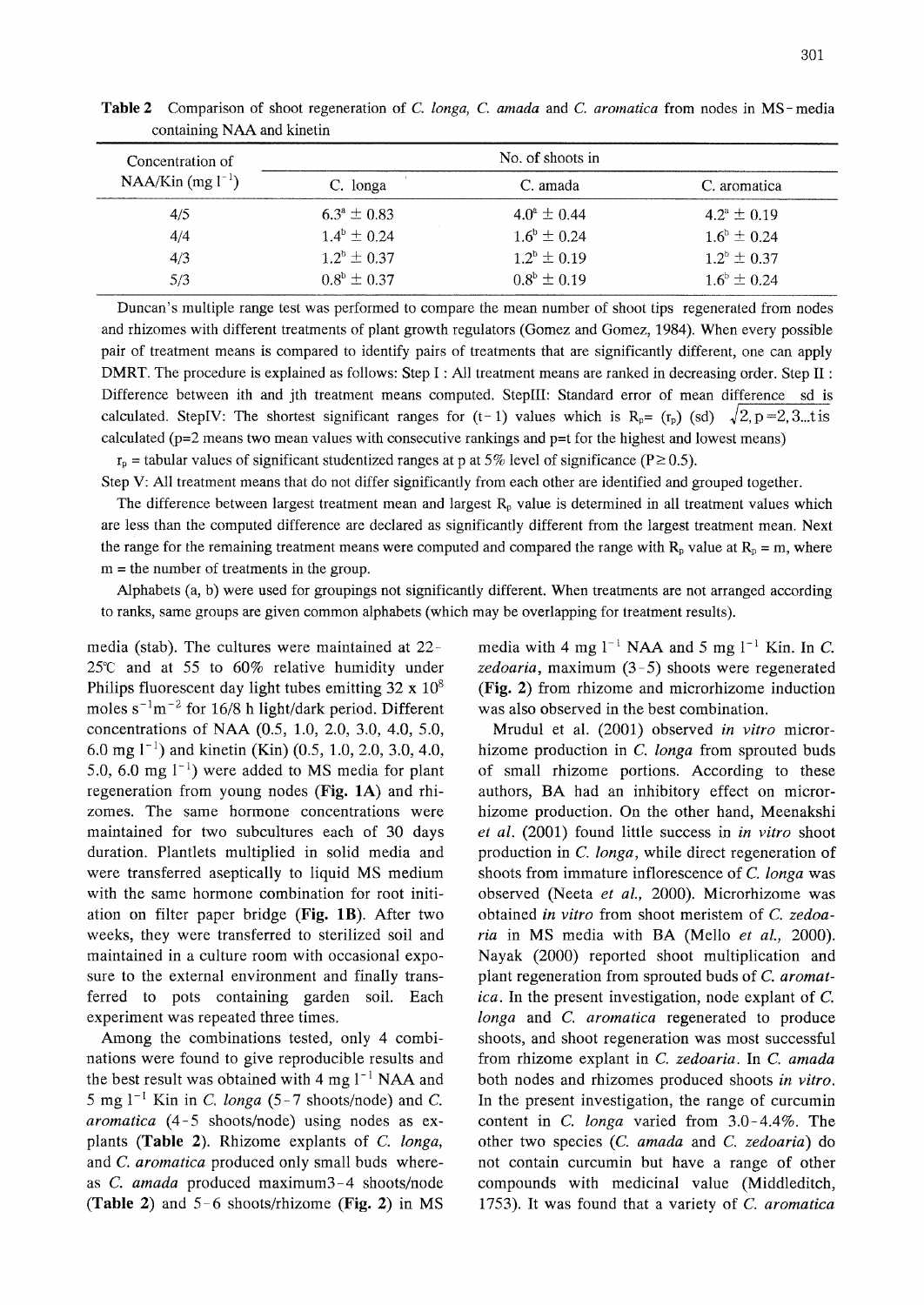**Table 2** Comparison of shoot regeneration of *C. longa*, *C. amada* and *C. aromatica* from nodes in MS-media containing NAA and kinetin

| Concentration of NAA/Kin (mg $l^{-1}$) | No. of shoots in | | |
|---|---|---|---|
| | C. longa | C. amada | C. aromatica |
| 4/5 | $6.3^{a} \pm 0.83$ | $4.0^{a} \pm 0.44$ | $4.2^{a} \pm 0.19$ |
| 4/4 | $1.4^{b} \pm 0.24$ | $1.6^{b} \pm 0.24$ | $1.6^{b} \pm 0.24$ |
| 4/3 | $1.2^{b} \pm 0.37$ | $1.2^{b} \pm 0.19$ | $1.2^{b} \pm 0.37$ |
| 5/3 | $0.8^{b} \pm 0.37$ | $0.8^{b} \pm 0.19$ | $1.6^{b} \pm 0.24$ |

Duncan's multiple range test was performed to compare the mean number of shoot tips regenerated from nodes and rhizomes with different treatments of plant growth regulators (Gomez and Gomez, 1984). When every possible pair of treatment means is compared to identify pairs of treatments that are significantly different, one can apply DMRT. The procedure is explained as follows: Step I : All treatment means are ranked in decreasing order. Step II : Difference between ith and jth treatment means computed. StepIII: Standard error of mean difference sd is calculated. StepIV: The shortest significant ranges for (t-1) values which is $R_p = (r_p)\ (sd)\ \sqrt{2}, p = 2, 3...t$ is calculated (p=2 means two mean values with consecutive rankings and p=t for the highest and lowest means)

$r_p$ = tabular values of significant studentized ranges at p at 5% level of significance ($P \geq 0.5$).

Step V: All treatment means that do not differ significantly from each other are identified and grouped together.

The difference between largest treatment mean and largest $R_p$ value is determined in all treatment values which are less than the computed difference are declared as significantly different from the largest treatment mean. Next the range for the remaining treatment means were computed and compared the range with $R_p$ value at $R_p$ = m, where m = the number of treatments in the group.

Alphabets (a, b) were used for groupings not significantly different. When treatments are not arranged according to ranks, same groups are given common alphabets (which may be overlapping for treatment results).

media (stab). The cultures were maintained at 22-25℃ and at 55 to 60% relative humidity under Philips fluorescent day light tubes emitting 32 x $10^{8}$ moles $s^{-1}m^{-2}$ for 16/8 h light/dark period. Different concentrations of NAA (0.5, 1.0, 2.0, 3.0, 4.0, 5.0, 6.0 mg $l^{-1}$) and kinetin (Kin) (0.5, 1.0, 2.0, 3.0, 4.0, 5.0, 6.0 mg $l^{-1}$) were added to MS media for plant regeneration from young nodes (**Fig. 1A**) and rhizomes. The same hormone concentrations were maintained for two subcultures each of 30 days duration. Plantlets multiplied in solid media and were transferred aseptically to liquid MS medium with the same hormone combination for root initiation on filter paper bridge (**Fig. 1B**). After two weeks, they were transferred to sterilized soil and maintained in a culture room with occasional exposure to the external environment and finally transferred to pots containing garden soil. Each experiment was repeated three times.

Among the combinations tested, only 4 combinations were found to give reproducible results and the best result was obtained with 4 mg $l^{-1}$ NAA and 5 mg $l^{-1}$ Kin in *C. longa* (5-7 shoots/node) and *C. aromatica* (4-5 shoots/node) using nodes as explants (**Table 2**). Rhizome explants of *C. longa*, and *C. aromatica* produced only small buds whereas *C. amada* produced maximum3-4 shoots/node (**Table 2**) and 5-6 shoots/rhizome (**Fig. 2**) in MS media with 4 mg $l^{-1}$ NAA and 5 mg $l^{-1}$ Kin. In *C. zedoaria*, maximum (3-5) shoots were regenerated (**Fig. 2**) from rhizome and microrhizome induction was also observed in the best combination.

Mrudul et al. (2001) observed *in vitro* microrhizome production in *C. longa* from sprouted buds of small rhizome portions. According to these authors, BA had an inhibitory effect on microrhizome production. On the other hand, Meenakshi *et al.* (2001) found little success in *in vitro* shoot production in *C. longa*, while direct regeneration of shoots from immature inflorescence of *C. longa* was observed (Neeta *et al.*, 2000). Microrhizome was obtained *in vitro* from shoot meristem of *C. zedoaria* in MS media with BA (Mello *et al.*, 2000). Nayak (2000) reported shoot multiplication and plant regeneration from sprouted buds of *C. aromatica*. In the present investigation, node explant of *C. longa* and *C. aromatica* regenerated to produce shoots, and shoot regeneration was most successful from rhizome explant in *C. zedoaria*. In *C. amada* both nodes and rhizomes produced shoots *in vitro*. In the present investigation, the range of curcumin content in *C. longa* varied from 3.0-4.4%. The other two species (*C. amada* and *C. zedoaria*) do not contain curcumin but have a range of other compounds with medicinal value (Middleditch, 1753). It was found that a variety of *C. aromatica*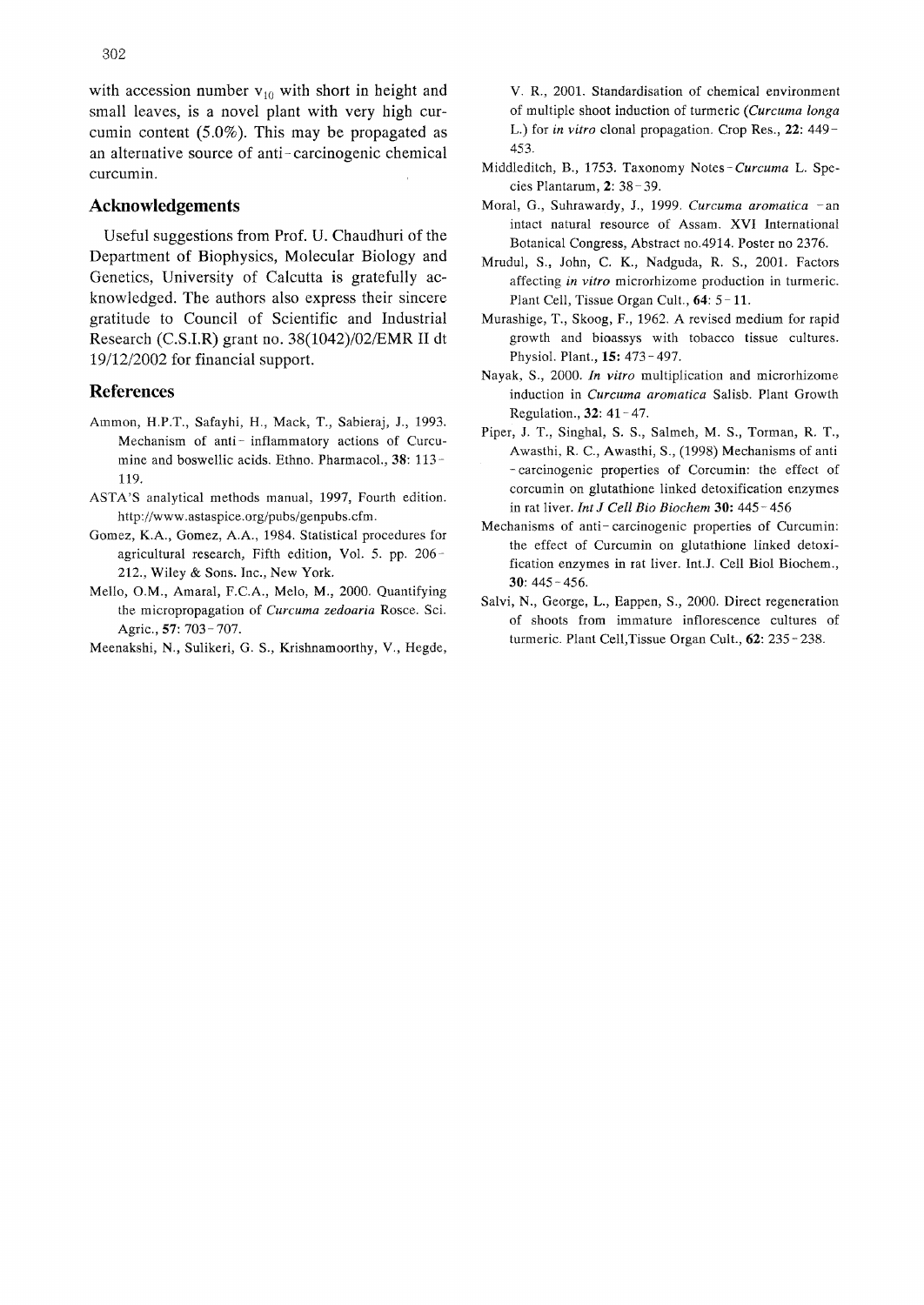with accession number $v_{10}$ with short in height and small leaves, is a novel plant with very high curcumin content (5.0%). This may be propagated as an alternative source of anti-carcinogenic chemical curcumin.

## Acknowledgements

Useful suggestions from Prof. U. Chaudhuri of the Department of Biophysics, Molecular Biology and Genetics, University of Calcutta is gratefully acknowledged. The authors also express their sincere gratitude to Council of Scientific and Industrial Research (C.S.I.R) grant no. 38(1042)/02/EMR II dt 19/12/2002 for financial support.

## References

Ammon, H.P.T., Safayhi, H., Mack, T., Sabieraj, J., 1993. Mechanism of anti-inflammatory actions of Curcumine and boswellic acids. Ethno. Pharmacol., **38**: 113-119.

ASTA'S analytical methods manual, 1997, Fourth edition. http://www.astaspice.org/pubs/genpubs.cfm.

Gomez, K.A., Gomez, A.A., 1984. Statistical procedures for agricultural research, Fifth edition, Vol. 5. pp. 206-212., Wiley & Sons. Inc., New York.

Mello, O.M., Amaral, F.C.A., Melo, M., 2000. Quantifying the micropropagation of *Curcuma zedoaria* Rosce. Sci. Agric., **57**: 703-707.

Meenakshi, N., Sulikeri, G. S., Krishnamoorthy, V., Hegde, V. R., 2001. Standardisation of chemical environment of multiple shoot induction of turmeric (*Curcuma longa* L.) for *in vitro* clonal propagation. Crop Res., **22**: 449-453.

Middleditch, B., 1753. Taxonomy Notes-*Curcuma* L. Species Plantarum, **2**: 38-39.

Moral, G., Suhrawardy, J., 1999. *Curcuma aromatica* - an intact natural resource of Assam. XVI International Botanical Congress, Abstract no.4914. Poster no 2376.

Mrudul, S., John, C. K., Nadguda, R. S., 2001. Factors affecting *in vitro* microrhizome production in turmeric. Plant Cell, Tissue Organ Cult., **64**: 5-11.

Murashige, T., Skoog, F., 1962. A revised medium for rapid growth and bioassys with tobacco tissue cultures. Physiol. Plant., **15**: 473-497.

Nayak, S., 2000. *In vitro* multiplication and microrhizome induction in *Curcuma aromatica* Salisb. Plant Growth Regulation., **32**: 41-47.

Piper, J. T., Singhal, S. S., Salmeh, M. S., Torman, R. T., Awasthi, R. C., Awasthi, S., (1998) Mechanisms of anti-carcinogenic properties of Corcumin: the effect of corcumin on glutathione linked detoxification enzymes in rat liver. *Int J Cell Bio Biochem* **30**: 445-456

Mechanisms of anti-carcinogenic properties of Curcumin: the effect of Curcumin on glutathione linked detoxification enzymes in rat liver. Int.J. Cell Biol Biochem., **30**: 445-456.

Salvi, N., George, L., Eappen, S., 2000. Direct regeneration of shoots from immature inflorescence cultures of turmeric. Plant Cell,Tissue Organ Cult., **62**: 235-238.